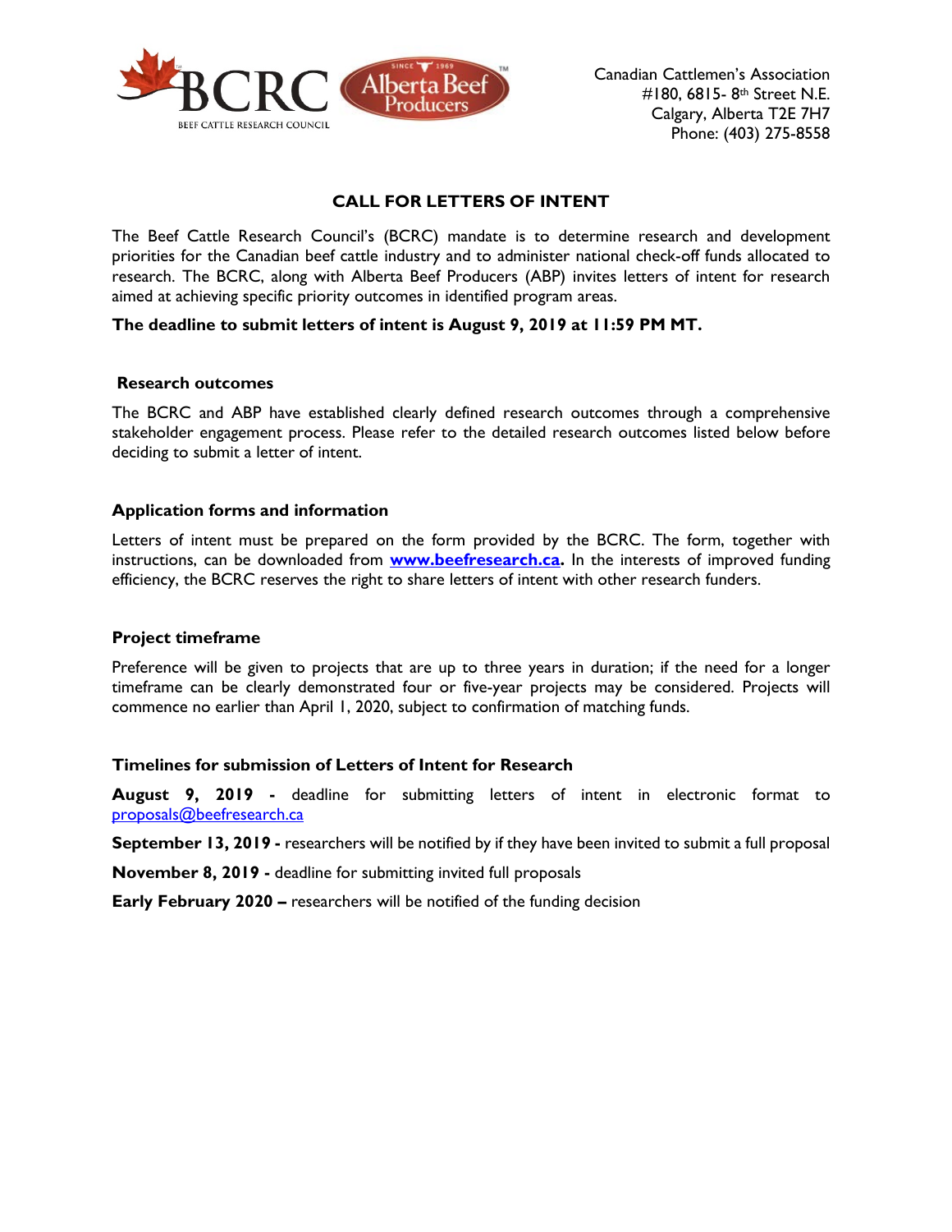Canadian Cattlemen's Association
#180, 6815- 8th Street N.E.
Calgary, Alberta T2E 7H7
Phone: (403) 275-8558

## CALL FOR LETTERS OF INTENT

The Beef Cattle Research Council's (BCRC) mandate is to determine research and development priorities for the Canadian beef cattle industry and to administer national check-off funds allocated to research. The BCRC, along with Alberta Beef Producers (ABP) invites letters of intent for research aimed at achieving specific priority outcomes in identified program areas.

**The deadline to submit letters of intent is August 9, 2019 at 11:59 PM MT.**

### Research outcomes

The BCRC and ABP have established clearly defined research outcomes through a comprehensive stakeholder engagement process. Please refer to the detailed research outcomes listed below before deciding to submit a letter of intent.

### Application forms and information

Letters of intent must be prepared on the form provided by the BCRC. The form, together with instructions, can be downloaded from **www.beefresearch.ca.** In the interests of improved funding efficiency, the BCRC reserves the right to share letters of intent with other research funders.

### Project timeframe

Preference will be given to projects that are up to three years in duration; if the need for a longer timeframe can be clearly demonstrated four or five-year projects may be considered. Projects will commence no earlier than April 1, 2020, subject to confirmation of matching funds.

### Timelines for submission of Letters of Intent for Research

**August 9, 2019 -** deadline for submitting letters of intent in electronic format to proposals@beefresearch.ca

**September 13, 2019 -** researchers will be notified by if they have been invited to submit a full proposal

**November 8, 2019 -** deadline for submitting invited full proposals

**Early February 2020 –** researchers will be notified of the funding decision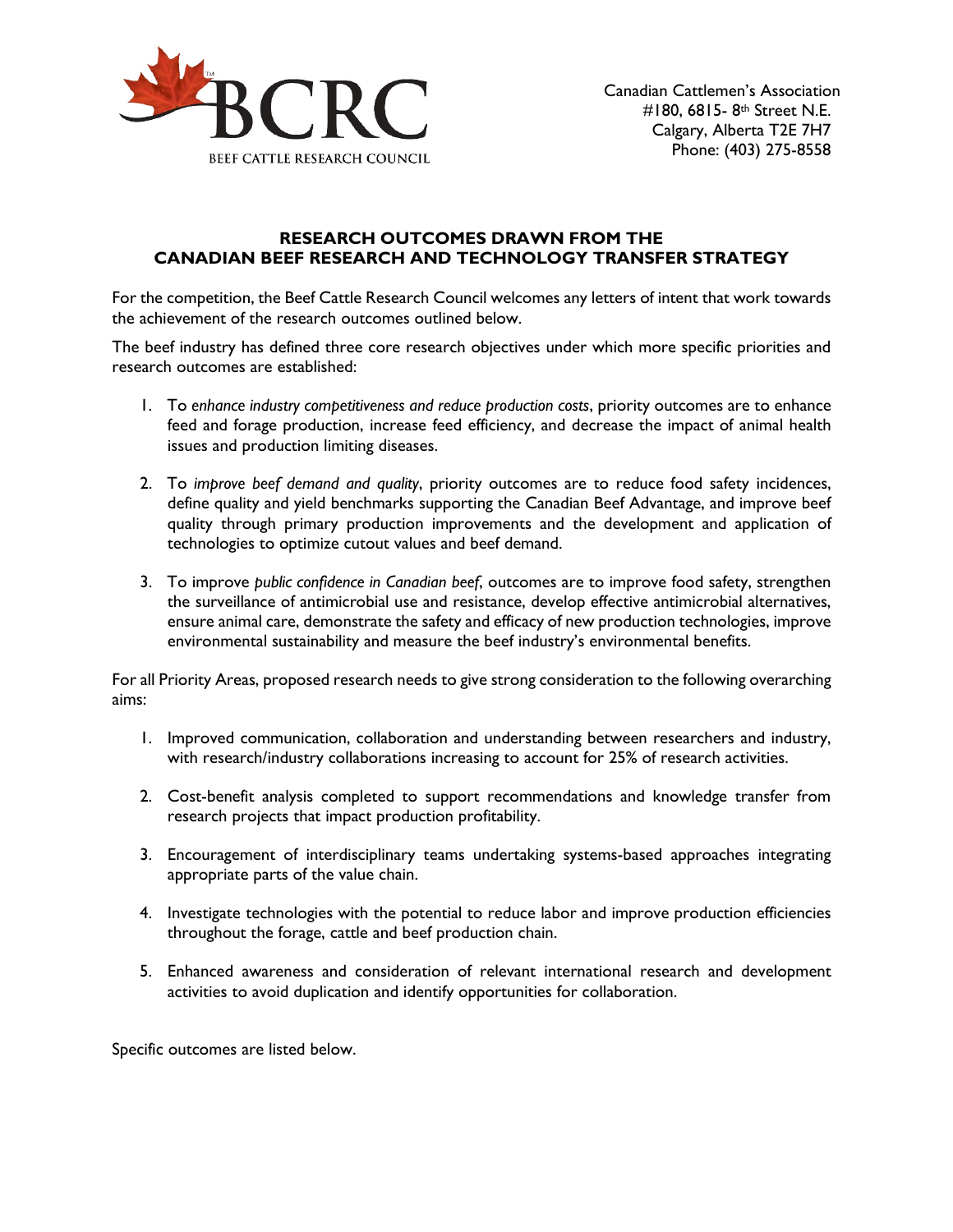Canadian Cattlemen's Association
#180, 6815- 8th Street N.E.
Calgary, Alberta T2E 7H7
Phone: (403) 275-8558

## RESEARCH OUTCOMES DRAWN FROM THE CANADIAN BEEF RESEARCH AND TECHNOLOGY TRANSFER STRATEGY

For the competition, the Beef Cattle Research Council welcomes any letters of intent that work towards the achievement of the research outcomes outlined below.

The beef industry has defined three core research objectives under which more specific priorities and research outcomes are established:

1. To *enhance industry competitiveness and reduce production costs*, priority outcomes are to enhance feed and forage production, increase feed efficiency, and decrease the impact of animal health issues and production limiting diseases.

2. To *improve beef demand and quality*, priority outcomes are to reduce food safety incidences, define quality and yield benchmarks supporting the Canadian Beef Advantage, and improve beef quality through primary production improvements and the development and application of technologies to optimize cutout values and beef demand.

3. To improve *public confidence in Canadian beef*, outcomes are to improve food safety, strengthen the surveillance of antimicrobial use and resistance, develop effective antimicrobial alternatives, ensure animal care, demonstrate the safety and efficacy of new production technologies, improve environmental sustainability and measure the beef industry's environmental benefits.

For all Priority Areas, proposed research needs to give strong consideration to the following overarching aims:

1. Improved communication, collaboration and understanding between researchers and industry, with research/industry collaborations increasing to account for 25% of research activities.

2. Cost-benefit analysis completed to support recommendations and knowledge transfer from research projects that impact production profitability.

3. Encouragement of interdisciplinary teams undertaking systems-based approaches integrating appropriate parts of the value chain.

4. Investigate technologies with the potential to reduce labor and improve production efficiencies throughout the forage, cattle and beef production chain.

5. Enhanced awareness and consideration of relevant international research and development activities to avoid duplication and identify opportunities for collaboration.

Specific outcomes are listed below.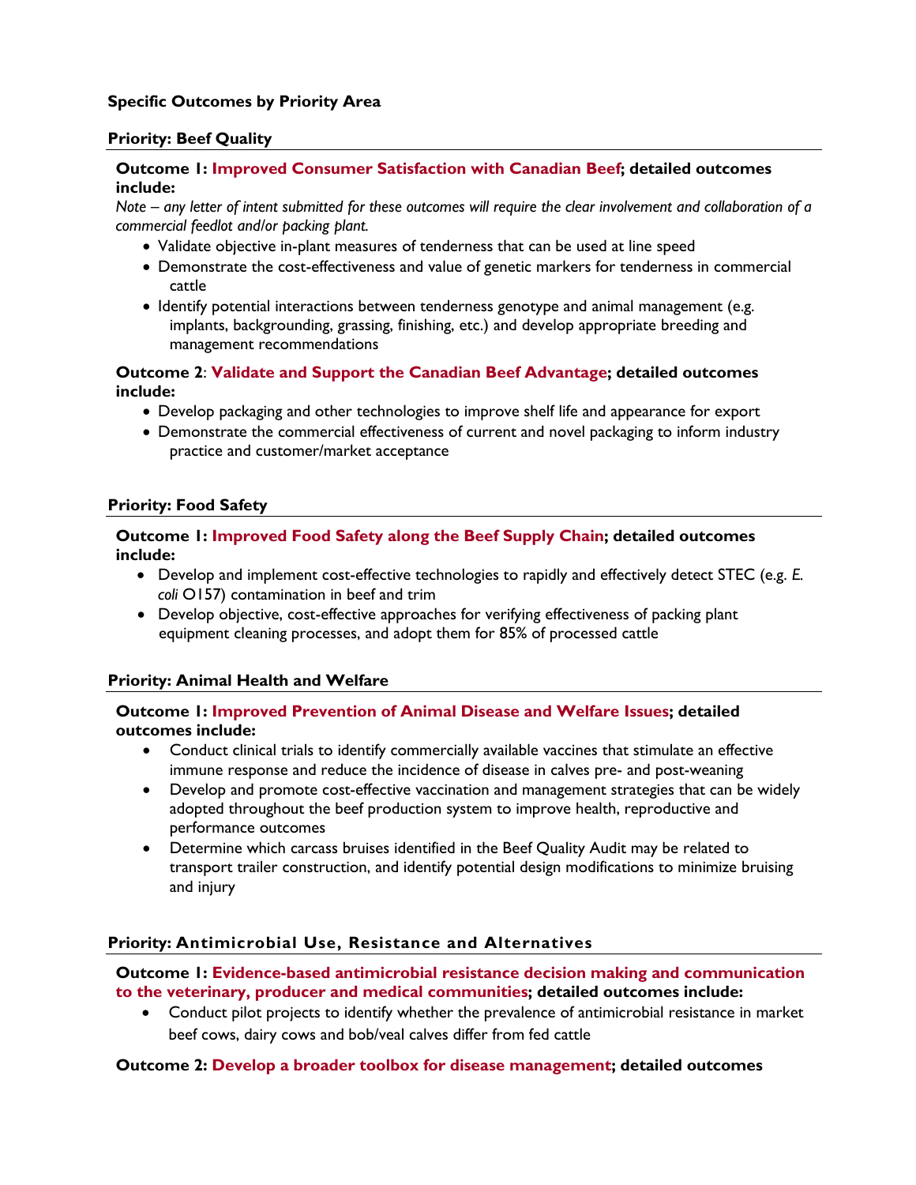### Specific Outcomes by Priority Area

#### Priority: Beef Quality

**Outcome 1: Improved Consumer Satisfaction with Canadian Beef; detailed outcomes include:**

*Note – any letter of intent submitted for these outcomes will require the clear involvement and collaboration of a commercial feedlot and/or packing plant.*

- Validate objective in-plant measures of tenderness that can be used at line speed
- Demonstrate the cost-effectiveness and value of genetic markers for tenderness in commercial cattle
- Identify potential interactions between tenderness genotype and animal management (e.g. implants, backgrounding, grassing, finishing, etc.) and develop appropriate breeding and management recommendations

**Outcome 2: Validate and Support the Canadian Beef Advantage; detailed outcomes include:**

- Develop packaging and other technologies to improve shelf life and appearance for export
- Demonstrate the commercial effectiveness of current and novel packaging to inform industry practice and customer/market acceptance

#### Priority: Food Safety

**Outcome 1: Improved Food Safety along the Beef Supply Chain; detailed outcomes include:**

- Develop and implement cost-effective technologies to rapidly and effectively detect STEC (e.g. *E. coli* O157) contamination in beef and trim
- Develop objective, cost-effective approaches for verifying effectiveness of packing plant equipment cleaning processes, and adopt them for 85% of processed cattle

#### Priority: Animal Health and Welfare

**Outcome 1: Improved Prevention of Animal Disease and Welfare Issues; detailed outcomes include:**

- Conduct clinical trials to identify commercially available vaccines that stimulate an effective immune response and reduce the incidence of disease in calves pre- and post-weaning
- Develop and promote cost-effective vaccination and management strategies that can be widely adopted throughout the beef production system to improve health, reproductive and performance outcomes
- Determine which carcass bruises identified in the Beef Quality Audit may be related to transport trailer construction, and identify potential design modifications to minimize bruising and injury

#### Priority: Antimicrobial Use, Resistance and Alternatives

**Outcome 1: Evidence-based antimicrobial resistance decision making and communication to the veterinary, producer and medical communities; detailed outcomes include:**

- Conduct pilot projects to identify whether the prevalence of antimicrobial resistance in market beef cows, dairy cows and bob/veal calves differ from fed cattle

**Outcome 2: Develop a broader toolbox for disease management; detailed outcomes**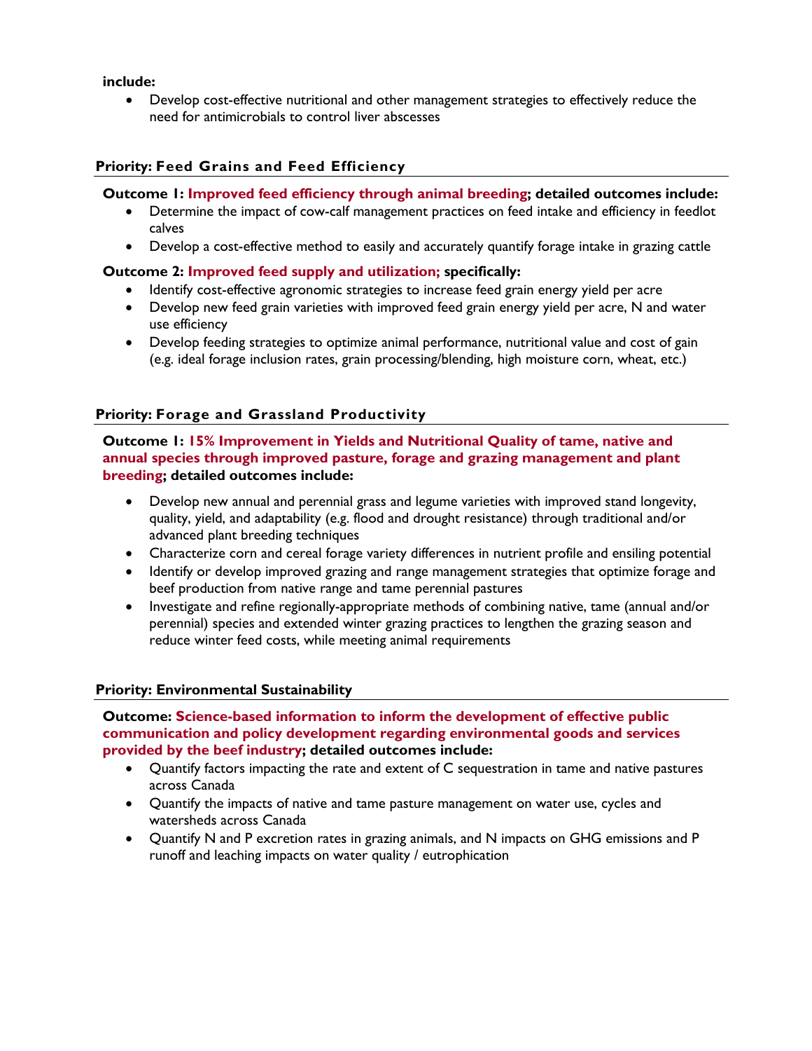**include:**

- Develop cost-effective nutritional and other management strategies to effectively reduce the need for antimicrobials to control liver abscesses

## Priority: Feed Grains and Feed Efficiency

**Outcome 1: Improved feed efficiency through animal breeding; detailed outcomes include:**

- Determine the impact of cow-calf management practices on feed intake and efficiency in feedlot calves
- Develop a cost-effective method to easily and accurately quantify forage intake in grazing cattle

**Outcome 2: Improved feed supply and utilization; specifically:**

- Identify cost-effective agronomic strategies to increase feed grain energy yield per acre
- Develop new feed grain varieties with improved feed grain energy yield per acre, N and water use efficiency
- Develop feeding strategies to optimize animal performance, nutritional value and cost of gain (e.g. ideal forage inclusion rates, grain processing/blending, high moisture corn, wheat, etc.)

## Priority: Forage and Grassland Productivity

**Outcome 1: 15% Improvement in Yields and Nutritional Quality of tame, native and annual species through improved pasture, forage and grazing management and plant breeding; detailed outcomes include:**

- Develop new annual and perennial grass and legume varieties with improved stand longevity, quality, yield, and adaptability (e.g. flood and drought resistance) through traditional and/or advanced plant breeding techniques
- Characterize corn and cereal forage variety differences in nutrient profile and ensiling potential
- Identify or develop improved grazing and range management strategies that optimize forage and beef production from native range and tame perennial pastures
- Investigate and refine regionally-appropriate methods of combining native, tame (annual and/or perennial) species and extended winter grazing practices to lengthen the grazing season and reduce winter feed costs, while meeting animal requirements

## Priority: Environmental Sustainability

**Outcome: Science-based information to inform the development of effective public communication and policy development regarding environmental goods and services provided by the beef industry; detailed outcomes include:**

- Quantify factors impacting the rate and extent of C sequestration in tame and native pastures across Canada
- Quantify the impacts of native and tame pasture management on water use, cycles and watersheds across Canada
- Quantify N and P excretion rates in grazing animals, and N impacts on GHG emissions and P runoff and leaching impacts on water quality / eutrophication